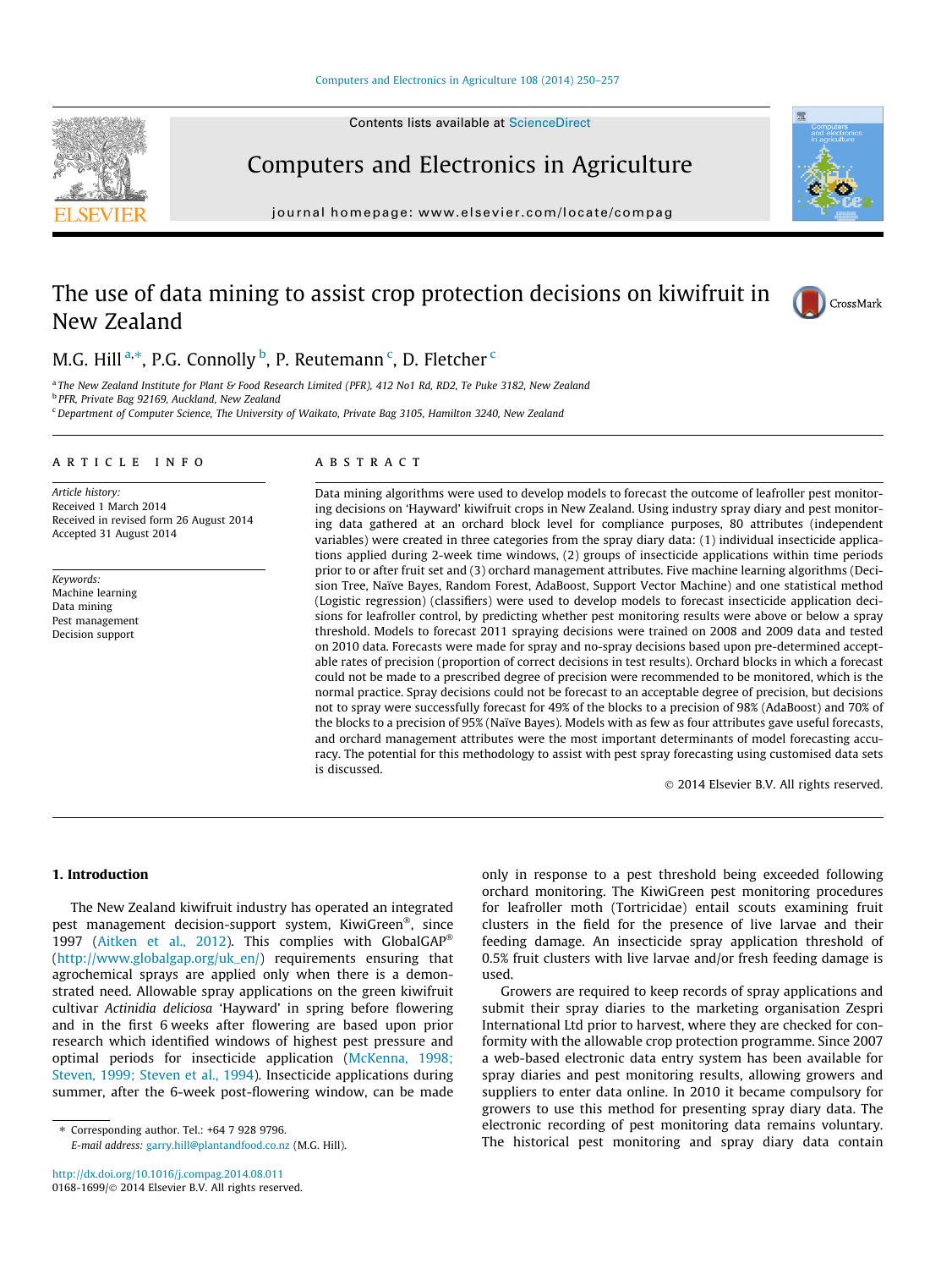# The use of data mining to assist crop protection decisions on kiwifruit in New Zealand

M.G. Hill [a,*], P.G. Connolly [b], P. Reutemann [c], D. Fletcher [c]

[a] The New Zealand Institute for Plant & Food Research Limited (PFR), 412 No1 Rd, RD2, Te Puke 3182, New Zealand
[b] PFR, Private Bag 92169, Auckland, New Zealand
[c] Department of Computer Science, The University of Waikato, Private Bag 3105, Hamilton 3240, New Zealand

## ARTICLE INFO

*Article history:*
Received 1 March 2014
Received in revised form 26 August 2014
Accepted 31 August 2014

*Keywords:*
Machine learning
Data mining
Pest management
Decision support

## ABSTRACT

Data mining algorithms were used to develop models to forecast the outcome of leafroller pest monitoring decisions on 'Hayward' kiwifruit crops in New Zealand. Using industry spray diary and pest monitoring data gathered at an orchard block level for compliance purposes, 80 attributes (independent variables) were created in three categories from the spray diary data: (1) individual insecticide applications applied during 2-week time windows, (2) groups of insecticide applications within time periods prior to or after fruit set and (3) orchard management attributes. Five machine learning algorithms (Decision Tree, Naïve Bayes, Random Forest, AdaBoost, Support Vector Machine) and one statistical method (Logistic regression) (classifiers) were used to develop models to forecast insecticide application decisions for leafroller control, by predicting whether pest monitoring results were above or below a spray threshold. Models to forecast 2011 spraying decisions were trained on 2008 and 2009 data and tested on 2010 data. Forecasts were made for spray and no-spray decisions based upon pre-determined acceptable rates of precision (proportion of correct decisions in test results). Orchard blocks in which a forecast could not be made to a prescribed degree of precision were recommended to be monitored, which is the normal practice. Spray decisions could not be forecast to an acceptable degree of precision, but decisions not to spray were successfully forecast for 49% of the blocks to a precision of 98% (AdaBoost) and 70% of the blocks to a precision of 95% (Naïve Bayes). Models with as few as four attributes gave useful forecasts, and orchard management attributes were the most important determinants of model forecasting accuracy. The potential for this methodology to assist with pest spray forecasting using customised data sets is discussed.

© 2014 Elsevier B.V. All rights reserved.

## 1. Introduction

The New Zealand kiwifruit industry has operated an integrated pest management decision-support system, KiwiGreen®, since 1997 (Aitken et al., 2012). This complies with GlobalGAP® (http://www.globalgap.org/uk_en/) requirements ensuring that agrochemical sprays are applied only when there is a demonstrated need. Allowable spray applications on the green kiwifruit cultivar *Actinidia deliciosa* 'Hayward' in spring before flowering and in the first 6 weeks after flowering are based upon prior research which identified windows of highest pest pressure and optimal periods for insecticide application (McKenna, 1998; Steven, 1999; Steven et al., 1994). Insecticide applications during summer, after the 6-week post-flowering window, can be made only in response to a pest threshold being exceeded following orchard monitoring. The KiwiGreen pest monitoring procedures for leafroller moth (Tortricidae) entail scouts examining fruit clusters in the field for the presence of live larvae and their feeding damage. An insecticide spray application threshold of 0.5% fruit clusters with live larvae and/or fresh feeding damage is used.

Growers are required to keep records of spray applications and submit their spray diaries to the marketing organisation Zespri International Ltd prior to harvest, where they are checked for conformity with the allowable crop protection programme. Since 2007 a web-based electronic data entry system has been available for spray diaries and pest monitoring results, allowing growers and suppliers to enter data online. In 2010 it became compulsory for growers to use this method for presenting spray diary data. The electronic recording of pest monitoring data remains voluntary. The historical pest monitoring and spray diary data contain

* Corresponding author. Tel.: +64 7 928 9796.
E-mail address: garry.hill@plantandfood.co.nz (M.G. Hill).

http://dx.doi.org/10.1016/j.compag.2014.08.011
0168-1699/© 2014 Elsevier B.V. All rights reserved.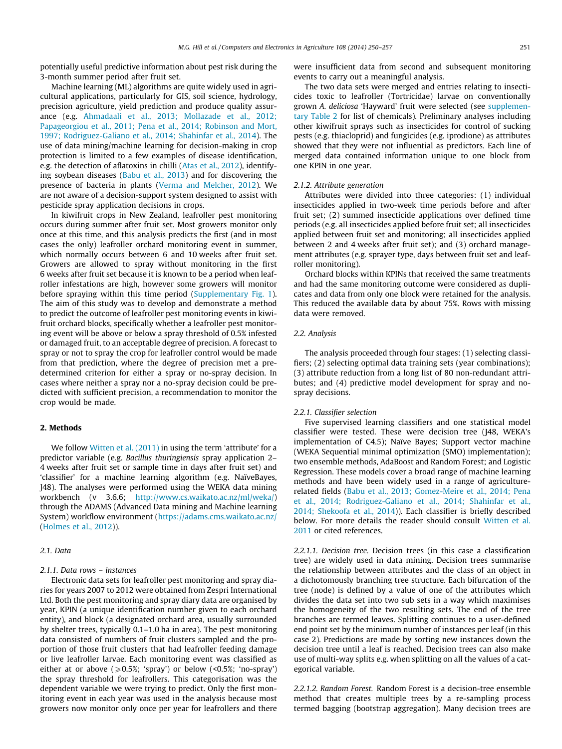potentially useful predictive information about pest risk during the 3-month summer period after fruit set.

Machine learning (ML) algorithms are quite widely used in agricultural applications, particularly for GIS, soil science, hydrology, precision agriculture, yield prediction and produce quality assurance (e.g. Ahmadaali et al., 2013; Mollazade et al., 2012; Papageorgiou et al., 2011; Pena et al., 2014; Robinson and Mort, 1997; Rodriguez-Galiano et al., 2014; Shahinfar et al., 2014). The use of data mining/machine learning for decision-making in crop protection is limited to a few examples of disease identification, e.g. the detection of aflatoxins in chilli (Atas et al., 2012), identifying soybean diseases (Babu et al., 2013) and for discovering the presence of bacteria in plants (Verma and Melcher, 2012). We are not aware of a decision-support system designed to assist with pesticide spray application decisions in crops.

In kiwifruit crops in New Zealand, leafroller pest monitoring occurs during summer after fruit set. Most growers monitor only once at this time, and this analysis predicts the first (and in most cases the only) leafroller orchard monitoring event in summer, which normally occurs between 6 and 10 weeks after fruit set. Growers are allowed to spray without monitoring in the first 6 weeks after fruit set because it is known to be a period when leafroller infestations are high, however some growers will monitor before spraying within this time period (Supplementary Fig. 1). The aim of this study was to develop and demonstrate a method to predict the outcome of leafroller pest monitoring events in kiwifruit orchard blocks, specifically whether a leafroller pest monitoring event will be above or below a spray threshold of 0.5% infested or damaged fruit, to an acceptable degree of precision. A forecast to spray or not to spray the crop for leafroller control would be made from that prediction, where the degree of precision met a predetermined criterion for either a spray or no-spray decision. In cases where neither a spray nor a no-spray decision could be predicted with sufficient precision, a recommendation to monitor the crop would be made.

## 2. Methods

We follow Witten et al. (2011) in using the term 'attribute' for a predictor variable (e.g. *Bacillus thuringiensis* spray application 2–4 weeks after fruit set or sample time in days after fruit set) and 'classifier' for a machine learning algorithm (e.g. NaïveBayes, J48). The analyses were performed using the WEKA data mining workbench (v 3.6.6; http://www.cs.waikato.ac.nz/ml/weka/) through the ADAMS (Advanced Data mining and Machine learning System) workflow environment (https://adams.cms.waikato.ac.nz/ (Holmes et al., 2012)).

### 2.1. Data

#### 2.1.1. Data rows – instances

Electronic data sets for leafroller pest monitoring and spray diaries for years 2007 to 2012 were obtained from Zespri International Ltd. Both the pest monitoring and spray diary data are organised by year, KPIN (a unique identification number given to each orchard entity), and block (a designated orchard area, usually surrounded by shelter trees, typically 0.1–1.0 ha in area). The pest monitoring data consisted of numbers of fruit clusters sampled and the proportion of those fruit clusters that had leafroller feeding damage or live leafroller larvae. Each monitoring event was classified as either at or above (⩾0.5%; 'spray') or below (<0.5%; 'no-spray') the spray threshold for leafrollers. This categorisation was the dependent variable we were trying to predict. Only the first monitoring event in each year was used in the analysis because most growers now monitor only once per year for leafrollers and there were insufficient data from second and subsequent monitoring events to carry out a meaningful analysis.

The two data sets were merged and entries relating to insecticides toxic to leafroller (Tortricidae) larvae on conventionally grown *A. deliciosa* 'Hayward' fruit were selected (see supplementary Table 2 for list of chemicals). Preliminary analyses including other kiwifruit sprays such as insecticides for control of sucking pests (e.g. thiacloprid) and fungicides (e.g. iprodione) as attributes showed that they were not influential as predictors. Each line of merged data contained information unique to one block from one KPIN in one year.

#### 2.1.2. Attribute generation

Attributes were divided into three categories: (1) individual insecticides applied in two-week time periods before and after fruit set; (2) summed insecticide applications over defined time periods (e.g. all insecticides applied before fruit set; all insecticides applied between fruit set and monitoring; all insecticides applied between 2 and 4 weeks after fruit set); and (3) orchard management attributes (e.g. sprayer type, days between fruit set and leafroller monitoring).

Orchard blocks within KPINs that received the same treatments and had the same monitoring outcome were considered as duplicates and data from only one block were retained for the analysis. This reduced the available data by about 75%. Rows with missing data were removed.

### 2.2. Analysis

The analysis proceeded through four stages: (1) selecting classifiers; (2) selecting optimal data training sets (year combinations); (3) attribute reduction from a long list of 80 non-redundant attributes; and (4) predictive model development for spray and no-spray decisions.

#### 2.2.1. Classifier selection

Five supervised learning classifiers and one statistical model classifier were tested. These were decision tree (J48, WEKA's implementation of C4.5); Naïve Bayes; Support vector machine (WEKA Sequential minimal optimization (SMO) implementation); two ensemble methods, AdaBoost and Random Forest; and Logistic Regression. These models cover a broad range of machine learning methods and have been widely used in a range of agriculture-related fields (Babu et al., 2013; Gomez-Meire et al., 2014; Pena et al., 2014; Rodriguez-Galiano et al., 2014; Shahinfar et al., 2014; Shekoofa et al., 2014)). Each classifier is briefly described below. For more details the reader should consult Witten et al. 2011 or cited references.

2.2.1.1. Decision tree. Decision trees (in this case a classification tree) are widely used in data mining. Decision trees summarise the relationship between attributes and the class of an object in a dichotomously branching tree structure. Each bifurcation of the tree (node) is defined by a value of one of the attributes which divides the data set into two sub sets in a way which maximises the homogeneity of the two resulting sets. The end of the tree branches are termed leaves. Splitting continues to a user-defined end point set by the minimum number of instances per leaf (in this case 2). Predictions are made by sorting new instances down the decision tree until a leaf is reached. Decision trees can also make use of multi-way splits e.g. when splitting on all the values of a categorical variable.

2.2.1.2. Random Forest. Random Forest is a decision-tree ensemble method that creates multiple trees by a re-sampling process termed bagging (bootstrap aggregation). Many decision trees are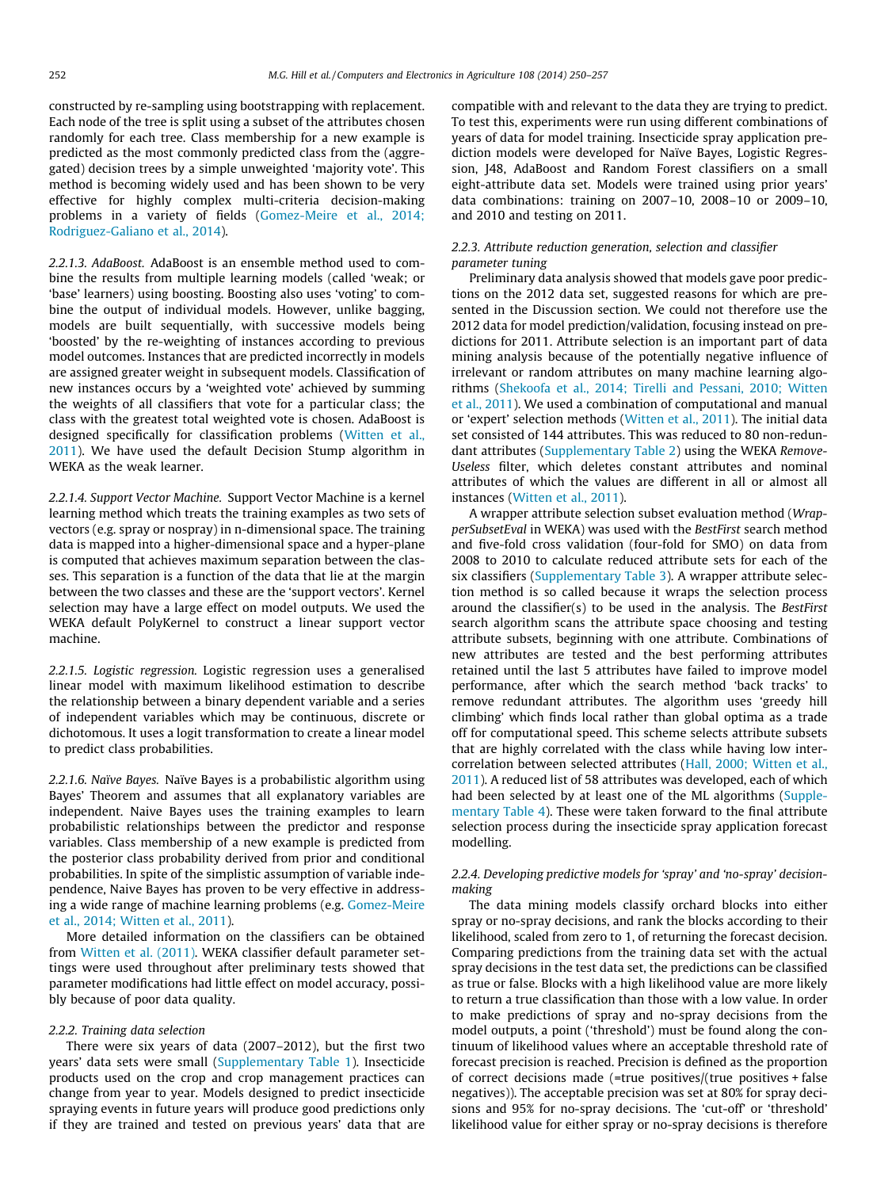constructed by re-sampling using bootstrapping with replacement. Each node of the tree is split using a subset of the attributes chosen randomly for each tree. Class membership for a new example is predicted as the most commonly predicted class from the (aggregated) decision trees by a simple unweighted 'majority vote'. This method is becoming widely used and has been shown to be very effective for highly complex multi-criteria decision-making problems in a variety of fields (Gomez-Meire et al., 2014; Rodriguez-Galiano et al., 2014).

*2.2.1.3. AdaBoost.* AdaBoost is an ensemble method used to combine the results from multiple learning models (called 'weak; or 'base' learners) using boosting. Boosting also uses 'voting' to combine the output of individual models. However, unlike bagging, models are built sequentially, with successive models being 'boosted' by the re-weighting of instances according to previous model outcomes. Instances that are predicted incorrectly in models are assigned greater weight in subsequent models. Classification of new instances occurs by a 'weighted vote' achieved by summing the weights of all classifiers that vote for a particular class; the class with the greatest total weighted vote is chosen. AdaBoost is designed specifically for classification problems (Witten et al., 2011). We have used the default Decision Stump algorithm in WEKA as the weak learner.

*2.2.1.4. Support Vector Machine.* Support Vector Machine is a kernel learning method which treats the training examples as two sets of vectors (e.g. spray or nospray) in n-dimensional space. The training data is mapped into a higher-dimensional space and a hyper-plane is computed that achieves maximum separation between the classes. This separation is a function of the data that lie at the margin between the two classes and these are the 'support vectors'. Kernel selection may have a large effect on model outputs. We used the WEKA default PolyKernel to construct a linear support vector machine.

*2.2.1.5. Logistic regression.* Logistic regression uses a generalised linear model with maximum likelihood estimation to describe the relationship between a binary dependent variable and a series of independent variables which may be continuous, discrete or dichotomous. It uses a logit transformation to create a linear model to predict class probabilities.

*2.2.1.6. Naïve Bayes.* Naïve Bayes is a probabilistic algorithm using Bayes' Theorem and assumes that all explanatory variables are independent. Naive Bayes uses the training examples to learn probabilistic relationships between the predictor and response variables. Class membership of a new example is predicted from the posterior class probability derived from prior and conditional probabilities. In spite of the simplistic assumption of variable independence, Naive Bayes has proven to be very effective in addressing a wide range of machine learning problems (e.g. Gomez-Meire et al., 2014; Witten et al., 2011).

More detailed information on the classifiers can be obtained from Witten et al. (2011). WEKA classifier default parameter settings were used throughout after preliminary tests showed that parameter modifications had little effect on model accuracy, possibly because of poor data quality.

### 2.2.2. Training data selection

There were six years of data (2007–2012), but the first two years' data sets were small (Supplementary Table 1). Insecticide products used on the crop and crop management practices can change from year to year. Models designed to predict insecticide spraying events in future years will produce good predictions only if they are trained and tested on previous years' data that are compatible with and relevant to the data they are trying to predict. To test this, experiments were run using different combinations of years of data for model training. Insecticide spray application prediction models were developed for Naïve Bayes, Logistic Regression, J48, AdaBoost and Random Forest classifiers on a small eight-attribute data set. Models were trained using prior years' data combinations: training on 2007–10, 2008–10 or 2009–10, and 2010 and testing on 2011.

### 2.2.3. Attribute reduction generation, selection and classifier parameter tuning

Preliminary data analysis showed that models gave poor predictions on the 2012 data set, suggested reasons for which are presented in the Discussion section. We could not therefore use the 2012 data for model prediction/validation, focusing instead on predictions for 2011. Attribute selection is an important part of data mining analysis because of the potentially negative influence of irrelevant or random attributes on many machine learning algorithms (Shekoofa et al., 2014; Tirelli and Pessani, 2010; Witten et al., 2011). We used a combination of computational and manual or 'expert' selection methods (Witten et al., 2011). The initial data set consisted of 144 attributes. This was reduced to 80 non-redundant attributes (Supplementary Table 2) using the WEKA *Remove-Useless* filter, which deletes constant attributes and nominal attributes of which the values are different in all or almost all instances (Witten et al., 2011).

A wrapper attribute selection subset evaluation method (*WrapperSubsetEval* in WEKA) was used with the *BestFirst* search method and five-fold cross validation (four-fold for SMO) on data from 2008 to 2010 to calculate reduced attribute sets for each of the six classifiers (Supplementary Table 3). A wrapper attribute selection method is so called because it wraps the selection process around the classifier(s) to be used in the analysis. The *BestFirst* search algorithm scans the attribute space choosing and testing attribute subsets, beginning with one attribute. Combinations of new attributes are tested and the best performing attributes retained until the last 5 attributes have failed to improve model performance, after which the search method 'back tracks' to remove redundant attributes. The algorithm uses 'greedy hill climbing' which finds local rather than global optima as a trade off for computational speed. This scheme selects attribute subsets that are highly correlated with the class while having low intercorrelation between selected attributes (Hall, 2000; Witten et al., 2011). A reduced list of 58 attributes was developed, each of which had been selected by at least one of the ML algorithms (Supplementary Table 4). These were taken forward to the final attribute selection process during the insecticide spray application forecast modelling.

### 2.2.4. Developing predictive models for 'spray' and 'no-spray' decision-making

The data mining models classify orchard blocks into either spray or no-spray decisions, and rank the blocks according to their likelihood, scaled from zero to 1, of returning the forecast decision. Comparing predictions from the training data set with the actual spray decisions in the test data set, the predictions can be classified as true or false. Blocks with a high likelihood value are more likely to return a true classification than those with a low value. In order to make predictions of spray and no-spray decisions from the model outputs, a point ('threshold') must be found along the continuum of likelihood values where an acceptable threshold rate of forecast precision is reached. Precision is defined as the proportion of correct decisions made (=true positives/(true positives + false negatives)). The acceptable precision was set at 80% for spray decisions and 95% for no-spray decisions. The 'cut-off' or 'threshold' likelihood value for either spray or no-spray decisions is therefore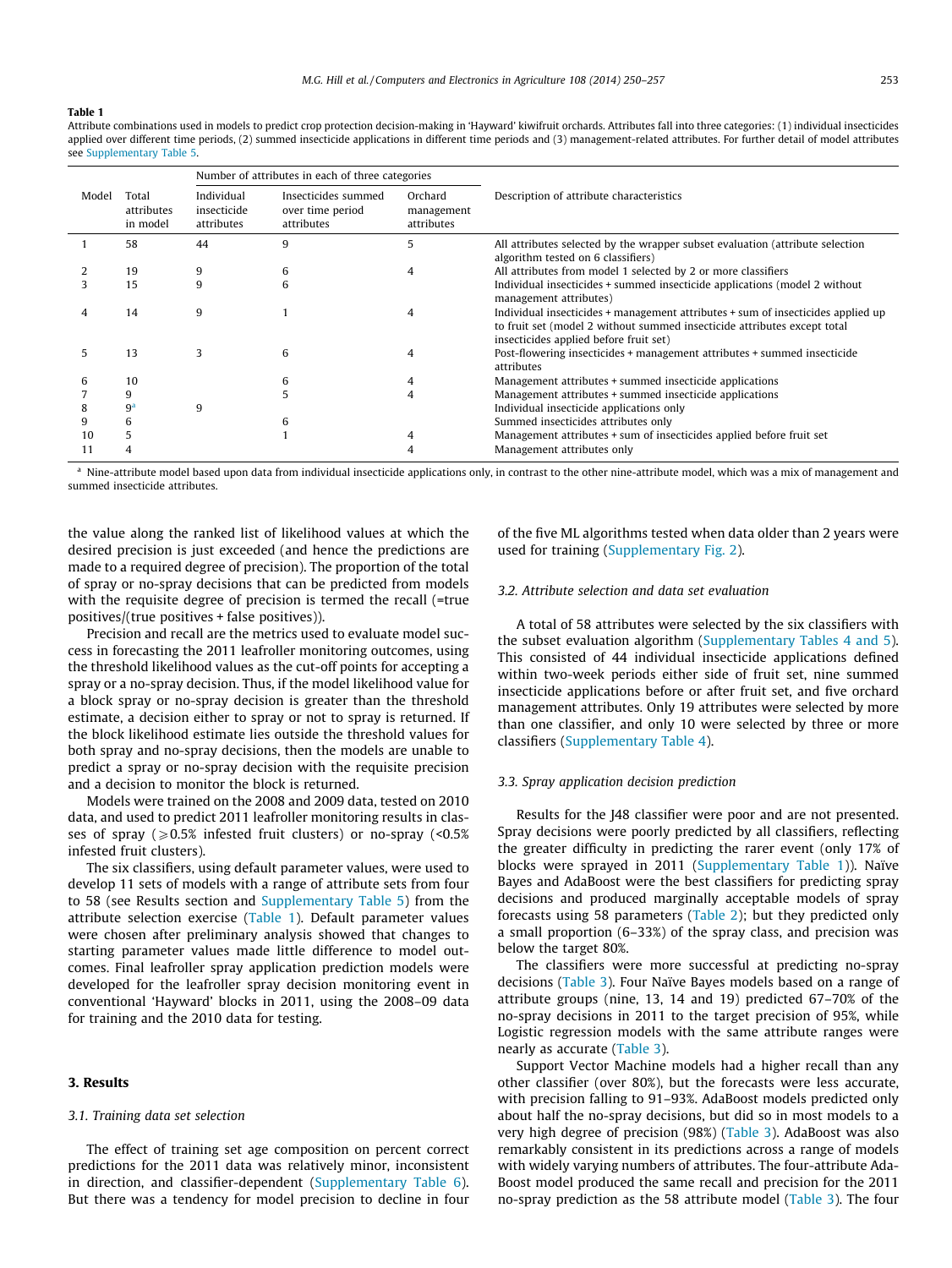**Table 1**
Attribute combinations used in models to predict crop protection decision-making in 'Hayward' kiwifruit orchards. Attributes fall into three categories: (1) individual insecticides applied over different time periods, (2) summed insecticide applications in different time periods and (3) management-related attributes. For further detail of model attributes see Supplementary Table 5.

| Model | Total attributes in model | Number of attributes in each of three categories | | | Description of attribute characteristics |
|---|---|---|---|---|---|
| | | Individual insecticide attributes | Insecticides summed over time period attributes | Orchard management attributes | |
| 1 | 58 | 44 | 9 | 5 | All attributes selected by the wrapper subset evaluation (attribute selection algorithm tested on 6 classifiers) |
| 2 | 19 | 9 | 6 | 4 | All attributes from model 1 selected by 2 or more classifiers |
| 3 | 15 | 9 | 6 | | Individual insecticides + summed insecticide applications (model 2 without management attributes) |
| 4 | 14 | 9 | 1 | 4 | Individual insecticides + management attributes + sum of insecticides applied up to fruit set (model 2 without summed insecticide attributes except total insecticides applied before fruit set) |
| 5 | 13 | 3 | 6 | 4 | Post-flowering insecticides + management attributes + summed insecticide attributes |
| 6 | 10 | | 6 | 4 | Management attributes + summed insecticide applications |
| 7 | 9 | | 5 | 4 | Management attributes + summed insecticide applications |
| 8 | 9[a] | 9 | | | Individual insecticide applications only |
| 9 | 6 | | 6 | | Summed insecticides attributes only |
| 10 | 5 | | 1 | 4 | Management attributes + sum of insecticides applied before fruit set |
| 11 | 4 | | | 4 | Management attributes only |

[a] Nine-attribute model based upon data from individual insecticide applications only, in contrast to the other nine-attribute model, which was a mix of management and summed insecticide attributes.

the value along the ranked list of likelihood values at which the desired precision is just exceeded (and hence the predictions are made to a required degree of precision). The proportion of the total of spray or no-spray decisions that can be predicted from models with the requisite degree of precision is termed the recall (=true positives/(true positives + false positives)).

Precision and recall are the metrics used to evaluate model success in forecasting the 2011 leafroller monitoring outcomes, using the threshold likelihood values as the cut-off points for accepting a spray or a no-spray decision. Thus, if the model likelihood value for a block spray or no-spray decision is greater than the threshold estimate, a decision either to spray or not to spray is returned. If the block likelihood estimate lies outside the threshold values for both spray and no-spray decisions, then the models are unable to predict a spray or no-spray decision with the requisite precision and a decision to monitor the block is returned.

Models were trained on the 2008 and 2009 data, tested on 2010 data, and used to predict 2011 leafroller monitoring results in classes of spray ($\geqslant$0.5% infested fruit clusters) or no-spray (<0.5% infested fruit clusters).

The six classifiers, using default parameter values, were used to develop 11 sets of models with a range of attribute sets from four to 58 (see Results section and Supplementary Table 5) from the attribute selection exercise (Table 1). Default parameter values were chosen after preliminary analysis showed that changes to starting parameter values made little difference to model outcomes. Final leafroller spray application prediction models were developed for the leafroller spray decision monitoring event in conventional 'Hayward' blocks in 2011, using the 2008–09 data for training and the 2010 data for testing.

## 3. Results

### 3.1. Training data set selection

The effect of training set age composition on percent correct predictions for the 2011 data was relatively minor, inconsistent in direction, and classifier-dependent (Supplementary Table 6). But there was a tendency for model precision to decline in four of the five ML algorithms tested when data older than 2 years were used for training (Supplementary Fig. 2).

### 3.2. Attribute selection and data set evaluation

A total of 58 attributes were selected by the six classifiers with the subset evaluation algorithm (Supplementary Tables 4 and 5). This consisted of 44 individual insecticide applications defined within two-week periods either side of fruit set, nine summed insecticide applications before or after fruit set, and five orchard management attributes. Only 19 attributes were selected by more than one classifier, and only 10 were selected by three or more classifiers (Supplementary Table 4).

### 3.3. Spray application decision prediction

Results for the J48 classifier were poor and are not presented. Spray decisions were poorly predicted by all classifiers, reflecting the greater difficulty in predicting the rarer event (only 17% of blocks were sprayed in 2011 (Supplementary Table 1)). Naïve Bayes and AdaBoost were the best classifiers for predicting spray decisions and produced marginally acceptable models of spray forecasts using 58 parameters (Table 2); but they predicted only a small proportion (6–33%) of the spray class, and precision was below the target 80%.

The classifiers were more successful at predicting no-spray decisions (Table 3). Four Naïve Bayes models based on a range of attribute groups (nine, 13, 14 and 19) predicted 67–70% of the no-spray decisions in 2011 to the target precision of 95%, while Logistic regression models with the same attribute ranges were nearly as accurate (Table 3).

Support Vector Machine models had a higher recall than any other classifier (over 80%), but the forecasts were less accurate, with precision falling to 91–93%. AdaBoost models predicted only about half the no-spray decisions, but did so in most models to a very high degree of precision (98%) (Table 3). AdaBoost was also remarkably consistent in its predictions across a range of models with widely varying numbers of attributes. The four-attribute AdaBoost model produced the same recall and precision for the 2011 no-spray prediction as the 58 attribute model (Table 3). The four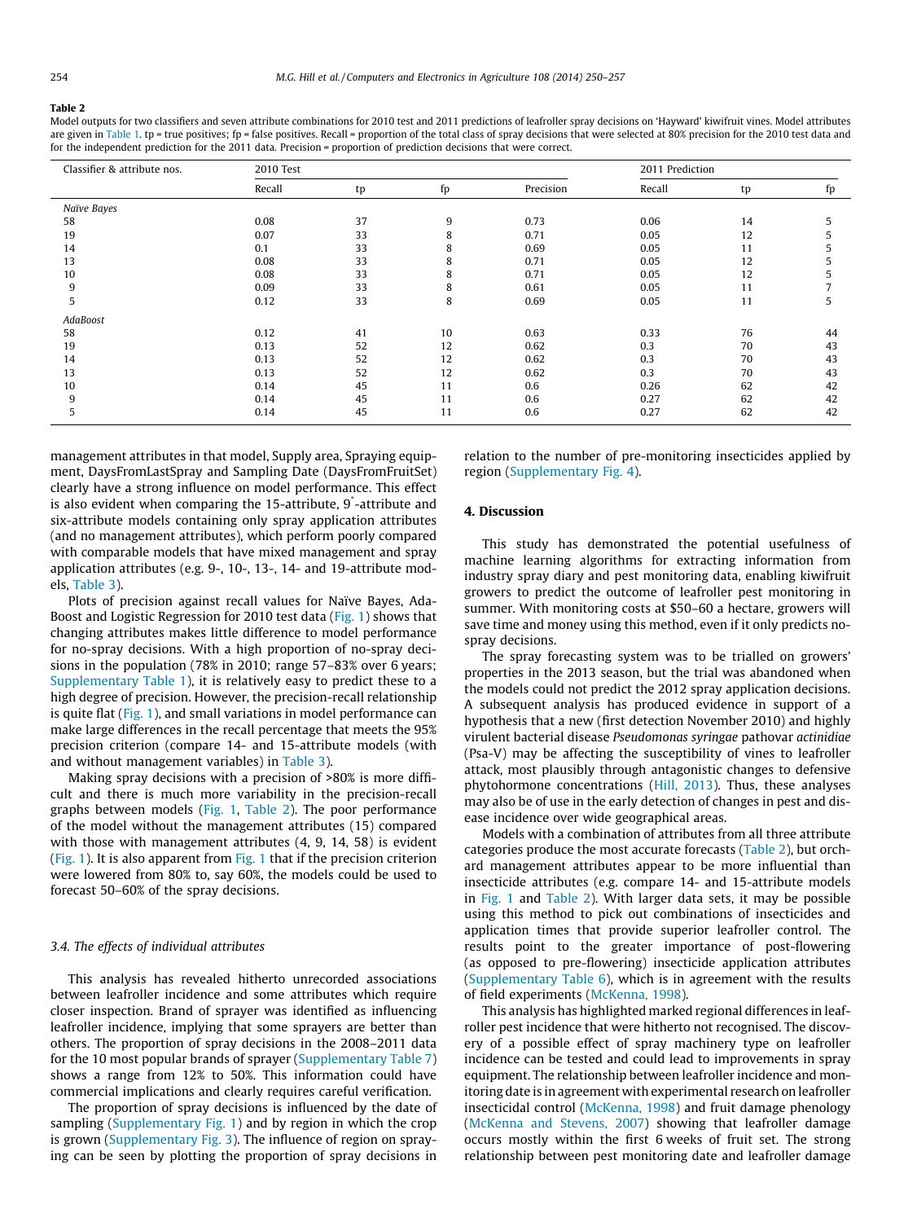**Table 2**

Model outputs for two classifiers and seven attribute combinations for 2010 test and 2011 predictions of leafroller spray decisions on 'Hayward' kiwifruit vines. Model attributes are given in Table 1. tp = true positives; fp = false positives. Recall = proportion of the total class of spray decisions that were selected at 80% precision for the 2010 test data and for the independent prediction for the 2011 data. Precision = proportion of prediction decisions that were correct.

| Classifier & attribute nos. | 2010 Test | | | | 2011 Prediction | | |
|---|---|---|---|---|---|---|---|
| | Recall | tp | fp | Precision | Recall | tp | fp |
| *Naïve Bayes* | | | | | | | |
| 58 | 0.08 | 37 | 9 | 0.73 | 0.06 | 14 | 5 |
| 19 | 0.07 | 33 | 8 | 0.71 | 0.05 | 12 | 5 |
| 14 | 0.1 | 33 | 8 | 0.69 | 0.05 | 11 | 5 |
| 13 | 0.08 | 33 | 8 | 0.71 | 0.05 | 12 | 5 |
| 10 | 0.08 | 33 | 8 | 0.71 | 0.05 | 12 | 5 |
| 9 | 0.09 | 33 | 8 | 0.61 | 0.05 | 11 | 7 |
| 5 | 0.12 | 33 | 8 | 0.69 | 0.05 | 11 | 5 |
| *AdaBoost* | | | | | | | |
| 58 | 0.12 | 41 | 10 | 0.63 | 0.33 | 76 | 44 |
| 19 | 0.13 | 52 | 12 | 0.62 | 0.3 | 70 | 43 |
| 14 | 0.13 | 52 | 12 | 0.62 | 0.3 | 70 | 43 |
| 13 | 0.13 | 52 | 12 | 0.62 | 0.3 | 70 | 43 |
| 10 | 0.14 | 45 | 11 | 0.6 | 0.26 | 62 | 42 |
| 9 | 0.14 | 45 | 11 | 0.6 | 0.27 | 62 | 42 |
| 5 | 0.14 | 45 | 11 | 0.6 | 0.27 | 62 | 42 |

management attributes in that model, Supply area, Spraying equipment, DaysFromLastSpray and Sampling Date (DaysFromFruitSet) clearly have a strong influence on model performance. This effect is also evident when comparing the 15-attribute, 9*-attribute and six-attribute models containing only spray application attributes (and no management attributes), which perform poorly compared with comparable models that have mixed management and spray application attributes (e.g. 9-, 10-, 13-, 14- and 19-attribute models, Table 3).

Plots of precision against recall values for Naïve Bayes, AdaBoost and Logistic Regression for 2010 test data (Fig. 1) shows that changing attributes makes little difference to model performance for no-spray decisions. With a high proportion of no-spray decisions in the population (78% in 2010; range 57–83% over 6 years; Supplementary Table 1), it is relatively easy to predict these to a high degree of precision. However, the precision-recall relationship is quite flat (Fig. 1), and small variations in model performance can make large differences in the recall percentage that meets the 95% precision criterion (compare 14- and 15-attribute models (with and without management variables) in Table 3).

Making spray decisions with a precision of >80% is more difficult and there is much more variability in the precision-recall graphs between models (Fig. 1, Table 2). The poor performance of the model without the management attributes (15) compared with those with management attributes (4, 9, 14, 58) is evident (Fig. 1). It is also apparent from Fig. 1 that if the precision criterion were lowered from 80% to, say 60%, the models could be used to forecast 50–60% of the spray decisions.

### 3.4. The effects of individual attributes

This analysis has revealed hitherto unrecorded associations between leafroller incidence and some attributes which require closer inspection. Brand of sprayer was identified as influencing leafroller incidence, implying that some sprayers are better than others. The proportion of spray decisions in the 2008–2011 data for the 10 most popular brands of sprayer (Supplementary Table 7) shows a range from 12% to 50%. This information could have commercial implications and clearly requires careful verification.

The proportion of spray decisions is influenced by the date of sampling (Supplementary Fig. 1) and by region in which the crop is grown (Supplementary Fig. 3). The influence of region on spraying can be seen by plotting the proportion of spray decisions in relation to the number of pre-monitoring insecticides applied by region (Supplementary Fig. 4).

## 4. Discussion

This study has demonstrated the potential usefulness of machine learning algorithms for extracting information from industry spray diary and pest monitoring data, enabling kiwifruit growers to predict the outcome of leafroller pest monitoring in summer. With monitoring costs at $50–60 a hectare, growers will save time and money using this method, even if it only predicts no-spray decisions.

The spray forecasting system was to be trialled on growers' properties in the 2013 season, but the trial was abandoned when the models could not predict the 2012 spray application decisions. A subsequent analysis has produced evidence in support of a hypothesis that a new (first detection November 2010) and highly virulent bacterial disease *Pseudomonas syringae* pathovar *actinidiae* (Psa-V) may be affecting the susceptibility of vines to leafroller attack, most plausibly through antagonistic changes to defensive phytohormone concentrations (Hill, 2013). Thus, these analyses may also be of use in the early detection of changes in pest and disease incidence over wide geographical areas.

Models with a combination of attributes from all three attribute categories produce the most accurate forecasts (Table 2), but orchard management attributes appear to be more influential than insecticide attributes (e.g. compare 14- and 15-attribute models in Fig. 1 and Table 2). With larger data sets, it may be possible using this method to pick out combinations of insecticides and application times that provide superior leafroller control. The results point to the greater importance of post-flowering (as opposed to pre-flowering) insecticide application attributes (Supplementary Table 6), which is in agreement with the results of field experiments (McKenna, 1998).

This analysis has highlighted marked regional differences in leafroller pest incidence that were hitherto not recognised. The discovery of a possible effect of spray machinery type on leafroller incidence can be tested and could lead to improvements in spray equipment. The relationship between leafroller incidence and monitoring date is in agreement with experimental research on leafroller insecticidal control (McKenna, 1998) and fruit damage phenology (McKenna and Stevens, 2007) showing that leafroller damage occurs mostly within the first 6 weeks of fruit set. The strong relationship between pest monitoring date and leafroller damage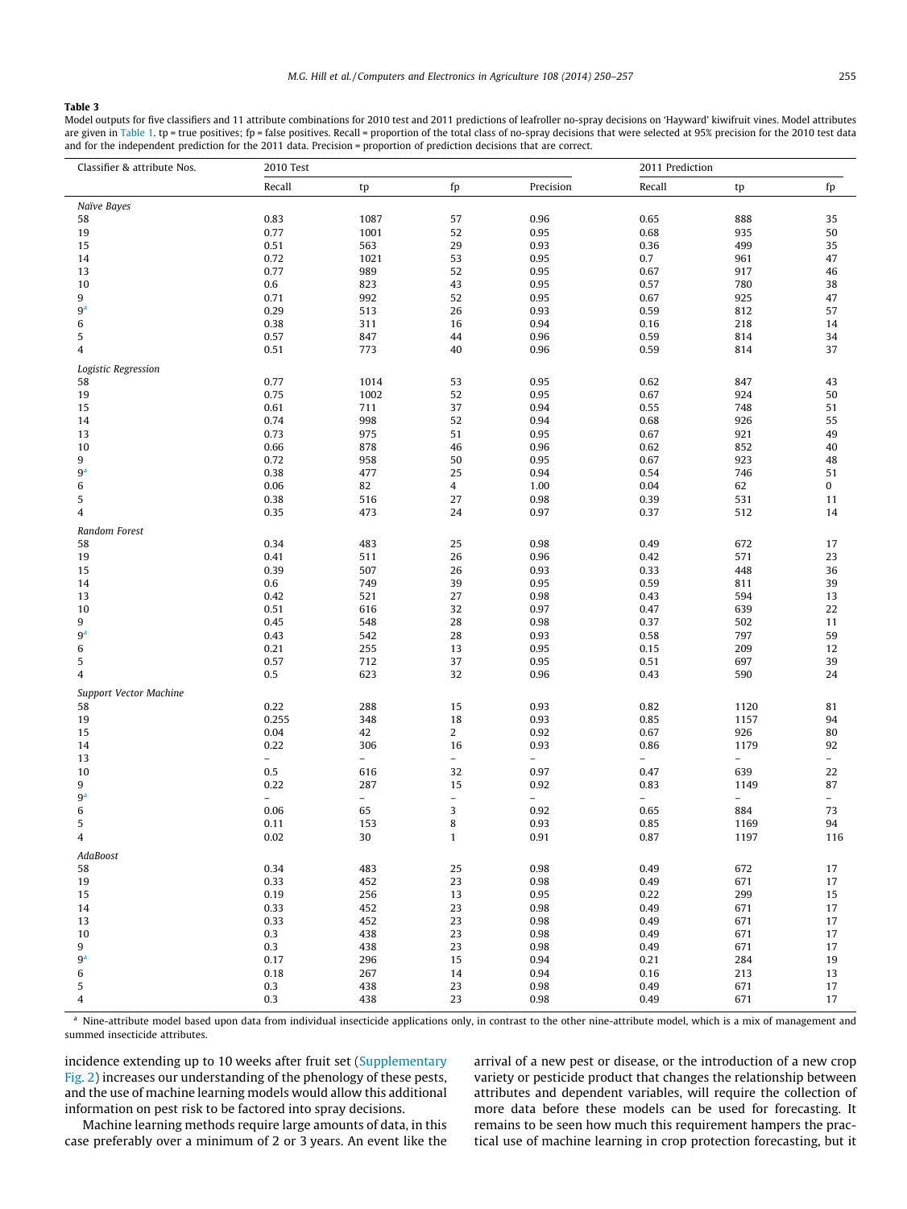**Table 3**

Model outputs for five classifiers and 11 attribute combinations for 2010 test and 2011 predictions of leafroller no-spray decisions on 'Hayward' kiwifruit vines. Model attributes are given in Table 1. tp = true positives; fp = false positives. Recall = proportion of the total class of no-spray decisions that were selected at 95% precision for the 2010 test data and for the independent prediction for the 2011 data. Precision = proportion of prediction decisions that are correct.

| Classifier & attribute Nos. | 2010 Test | | | | 2011 Prediction | | |
|---|---|---|---|---|---|---|---|
| | Recall | tp | fp | Precision | Recall | tp | fp |
| *Naïve Bayes* | | | | | | | |
| 58 | 0.83 | 1087 | 57 | 0.96 | 0.65 | 888 | 35 |
| 19 | 0.77 | 1001 | 52 | 0.95 | 0.68 | 935 | 50 |
| 15 | 0.51 | 563 | 29 | 0.93 | 0.36 | 499 | 35 |
| 14 | 0.72 | 1021 | 53 | 0.95 | 0.7 | 961 | 47 |
| 13 | 0.77 | 989 | 52 | 0.95 | 0.67 | 917 | 46 |
| 10 | 0.6 | 823 | 43 | 0.95 | 0.57 | 780 | 38 |
| 9 | 0.71 | 992 | 52 | 0.95 | 0.67 | 925 | 47 |
| 9[a] | 0.29 | 513 | 26 | 0.93 | 0.59 | 812 | 57 |
| 6 | 0.38 | 311 | 16 | 0.94 | 0.16 | 218 | 14 |
| 5 | 0.57 | 847 | 44 | 0.96 | 0.59 | 814 | 34 |
| 4 | 0.51 | 773 | 40 | 0.96 | 0.59 | 814 | 37 |
| *Logistic Regression* | | | | | | | |
| 58 | 0.77 | 1014 | 53 | 0.95 | 0.62 | 847 | 43 |
| 19 | 0.75 | 1002 | 52 | 0.95 | 0.67 | 924 | 50 |
| 15 | 0.61 | 711 | 37 | 0.94 | 0.55 | 748 | 51 |
| 14 | 0.74 | 998 | 52 | 0.94 | 0.68 | 926 | 55 |
| 13 | 0.73 | 975 | 51 | 0.95 | 0.67 | 921 | 49 |
| 10 | 0.66 | 878 | 46 | 0.96 | 0.62 | 852 | 40 |
| 9 | 0.72 | 958 | 50 | 0.95 | 0.67 | 923 | 48 |
| 9[a] | 0.38 | 477 | 25 | 0.94 | 0.54 | 746 | 51 |
| 6 | 0.06 | 82 | 4 | 1.00 | 0.04 | 62 | 0 |
| 5 | 0.38 | 516 | 27 | 0.98 | 0.39 | 531 | 11 |
| 4 | 0.35 | 473 | 24 | 0.97 | 0.37 | 512 | 14 |
| *Random Forest* | | | | | | | |
| 58 | 0.34 | 483 | 25 | 0.98 | 0.49 | 672 | 17 |
| 19 | 0.41 | 511 | 26 | 0.96 | 0.42 | 571 | 23 |
| 15 | 0.39 | 507 | 26 | 0.93 | 0.33 | 448 | 36 |
| 14 | 0.6 | 749 | 39 | 0.95 | 0.59 | 811 | 39 |
| 13 | 0.42 | 521 | 27 | 0.98 | 0.43 | 594 | 13 |
| 10 | 0.51 | 616 | 32 | 0.97 | 0.47 | 639 | 22 |
| 9 | 0.45 | 548 | 28 | 0.98 | 0.37 | 502 | 11 |
| 9[a] | 0.43 | 542 | 28 | 0.93 | 0.58 | 797 | 59 |
| 6 | 0.21 | 255 | 13 | 0.95 | 0.15 | 209 | 12 |
| 5 | 0.57 | 712 | 37 | 0.95 | 0.51 | 697 | 39 |
| 4 | 0.5 | 623 | 32 | 0.96 | 0.43 | 590 | 24 |
| *Support Vector Machine* | | | | | | | |
| 58 | 0.22 | 288 | 15 | 0.93 | 0.82 | 1120 | 81 |
| 19 | 0.255 | 348 | 18 | 0.93 | 0.85 | 1157 | 94 |
| 15 | 0.04 | 42 | 2 | 0.92 | 0.67 | 926 | 80 |
| 14 | 0.22 | 306 | 16 | 0.93 | 0.86 | 1179 | 92 |
| 13 | – | – | – | – | – | – | – |
| 10 | 0.5 | 616 | 32 | 0.97 | 0.47 | 639 | 22 |
| 9 | 0.22 | 287 | 15 | 0.92 | 0.83 | 1149 | 87 |
| 9[a] | – | – | – | – | – | – | – |
| 6 | 0.06 | 65 | 3 | 0.92 | 0.65 | 884 | 73 |
| 5 | 0.11 | 153 | 8 | 0.93 | 0.85 | 1169 | 94 |
| 4 | 0.02 | 30 | 1 | 0.91 | 0.87 | 1197 | 116 |
| *AdaBoost* | | | | | | | |
| 58 | 0.34 | 483 | 25 | 0.98 | 0.49 | 672 | 17 |
| 19 | 0.33 | 452 | 23 | 0.98 | 0.49 | 671 | 17 |
| 15 | 0.19 | 256 | 13 | 0.95 | 0.22 | 299 | 15 |
| 14 | 0.33 | 452 | 23 | 0.98 | 0.49 | 671 | 17 |
| 13 | 0.33 | 452 | 23 | 0.98 | 0.49 | 671 | 17 |
| 10 | 0.3 | 438 | 23 | 0.98 | 0.49 | 671 | 17 |
| 9 | 0.3 | 438 | 23 | 0.98 | 0.49 | 671 | 17 |
| 9[a] | 0.17 | 296 | 15 | 0.94 | 0.21 | 284 | 19 |
| 6 | 0.18 | 267 | 14 | 0.94 | 0.16 | 213 | 13 |
| 5 | 0.3 | 438 | 23 | 0.98 | 0.49 | 671 | 17 |
| 4 | 0.3 | 438 | 23 | 0.98 | 0.49 | 671 | 17 |

[a] Nine-attribute model based upon data from individual insecticide applications only, in contrast to the other nine-attribute model, which is a mix of management and summed insecticide attributes.

incidence extending up to 10 weeks after fruit set (Supplementary Fig. 2) increases our understanding of the phenology of these pests, and the use of machine learning models would allow this additional information on pest risk to be factored into spray decisions.

Machine learning methods require large amounts of data, in this case preferably over a minimum of 2 or 3 years. An event like the arrival of a new pest or disease, or the introduction of a new crop variety or pesticide product that changes the relationship between attributes and dependent variables, will require the collection of more data before these models can be used for forecasting. It remains to be seen how much this requirement hampers the practical use of machine learning in crop protection forecasting, but it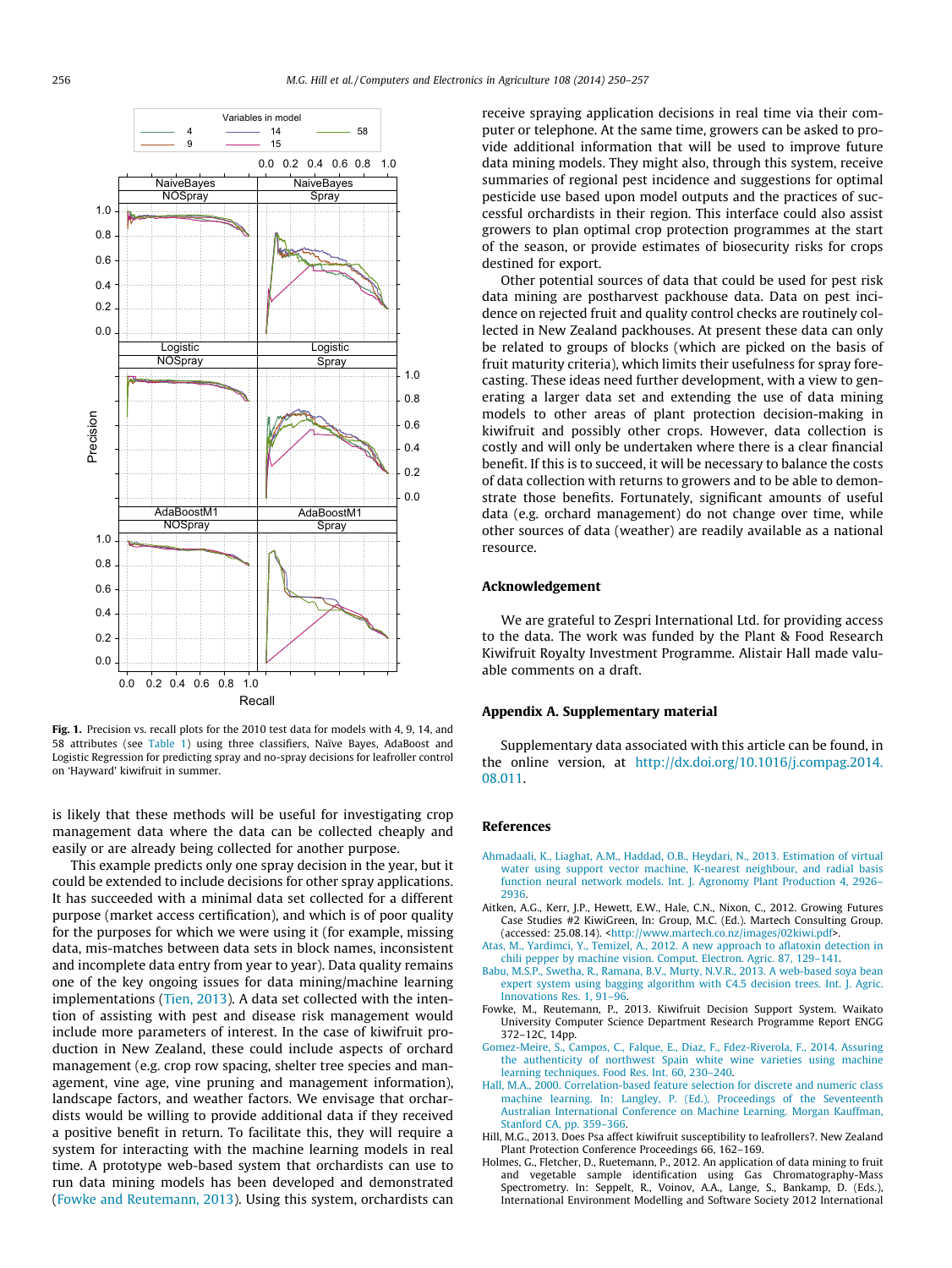Variables in model

4

9

14

15

58

NaiveBayes NOSpray

NaiveBayes Spray

Logistic NOSpray

Logistic Spray

AdaBoostM1 NOSpray

AdaBoostM1 Spray

Precision

Recall

0.0 0.2 0.4 0.6 0.8 1.0

**Fig. 1.** Precision vs. recall plots for the 2010 test data for models with 4, 9, 14, and 58 attributes (see Table 1) using three classifiers, Naïve Bayes, AdaBoost and Logistic Regression for predicting spray and no-spray decisions for leafroller control on 'Hayward' kiwifruit in summer.

is likely that these methods will be useful for investigating crop management data where the data can be collected cheaply and easily or are already being collected for another purpose.

This example predicts only one spray decision in the year, but it could be extended to include decisions for other spray applications. It has succeeded with a minimal data set collected for a different purpose (market access certification), and which is of poor quality for the purposes for which we were using it (for example, missing data, mis-matches between data sets in block names, inconsistent and incomplete data entry from year to year). Data quality remains one of the key ongoing issues for data mining/machine learning implementations (Tien, 2013). A data set collected with the intention of assisting with pest and disease risk management would include more parameters of interest. In the case of kiwifruit production in New Zealand, these could include aspects of orchard management (e.g. crop row spacing, shelter tree species and management, vine age, vine pruning and management information), landscape factors, and weather factors. We envisage that orchardists would be willing to provide additional data if they received a positive benefit in return. To facilitate this, they will require a system for interacting with the machine learning models in real time. A prototype web-based system that orchardists can use to run data mining models has been developed and demonstrated (Fowke and Reutemann, 2013). Using this system, orchardists can receive spraying application decisions in real time via their computer or telephone. At the same time, growers can be asked to provide additional information that will be used to improve future data mining models. They might also, through this system, receive summaries of regional pest incidence and suggestions for optimal pesticide use based upon model outputs and the practices of successful orchardists in their region. This interface could also assist growers to plan optimal crop protection programmes at the start of the season, or provide estimates of biosecurity risks for crops destined for export.

Other potential sources of data that could be used for pest risk data mining are postharvest packhouse data. Data on pest incidence on rejected fruit and quality control checks are routinely collected in New Zealand packhouses. At present these data can only be related to groups of blocks (which are picked on the basis of fruit maturity criteria), which limits their usefulness for spray forecasting. These ideas need further development, with a view to generating a larger data set and extending the use of data mining models to other areas of plant protection decision-making in kiwifruit and possibly other crops. However, data collection is costly and will only be undertaken where there is a clear financial benefit. If this is to succeed, it will be necessary to balance the costs of data collection with returns to growers and to be able to demonstrate those benefits. Fortunately, significant amounts of useful data (e.g. orchard management) do not change over time, while other sources of data (weather) are readily available as a national resource.

## Acknowledgement

We are grateful to Zespri International Ltd. for providing access to the data. The work was funded by the Plant & Food Research Kiwifruit Royalty Investment Programme. Alistair Hall made valuable comments on a draft.

## Appendix A. Supplementary material

Supplementary data associated with this article can be found, in the online version, at http://dx.doi.org/10.1016/j.compag.2014.08.011.

## References

Ahmadaali, K., Liaghat, A.M., Haddad, O.B., Heydari, N., 2013. Estimation of virtual water using support vector machine, K-nearest neighbour, and radial basis function neural network models. Int. J. Agronomy Plant Production 4, 2926–2936.

Aitken, A.G., Kerr, J.P., Hewett, E.W., Hale, C.N., Nixon, C., 2012. Growing Futures Case Studies #2 KiwiGreen, In: Group, M.C. (Ed.). Martech Consulting Group. (accessed: 25.08.14). <http://www.martech.co.nz/images/02kiwi.pdf>.

Atas, M., Yardimci, Y., Temizel, A., 2012. A new approach to aflatoxin detection in chili pepper by machine vision. Comput. Electron. Agric. 87, 129–141.

Babu, M.S.P., Swetha, R., Ramana, B.V., Murty, N.V.R., 2013. A web-based soya bean expert system using bagging algorithm with C4.5 decision trees. Int. J. Agric. Innovations Res. 1, 91–96.

Fowke, M., Reutemann, P., 2013. Kiwifruit Decision Support System. Waikato University Computer Science Department Research Programme Report ENGG 372–12C, 14pp.

Gomez-Meire, S., Campos, C., Falque, E., Diaz, F., Fdez-Riverola, F., 2014. Assuring the authenticity of northwest Spain white wine varieties using machine learning techniques. Food Res. Int. 60, 230–240.

Hall, M.A., 2000. Correlation-based feature selection for discrete and numeric class machine learning. In: Langley, P. (Ed.), Proceedings of the Seventeenth Australian International Conference on Machine Learning. Morgan Kauffman, Stanford CA, pp. 359–366.

Hill, M.G., 2013. Does Psa affect kiwifruit susceptibility to leafrollers?. New Zealand Plant Protection Conference Proceedings 66, 162–169.

Holmes, G., Fletcher, D., Ruetemann, P., 2012. An application of data mining to fruit and vegetable sample identification using Gas Chromatography-Mass Spectrometry. In: Seppelt, R., Voinov, A.A., Lange, S., Bankamp, D. (Eds.), International Environment Modelling and Software Society 2012 International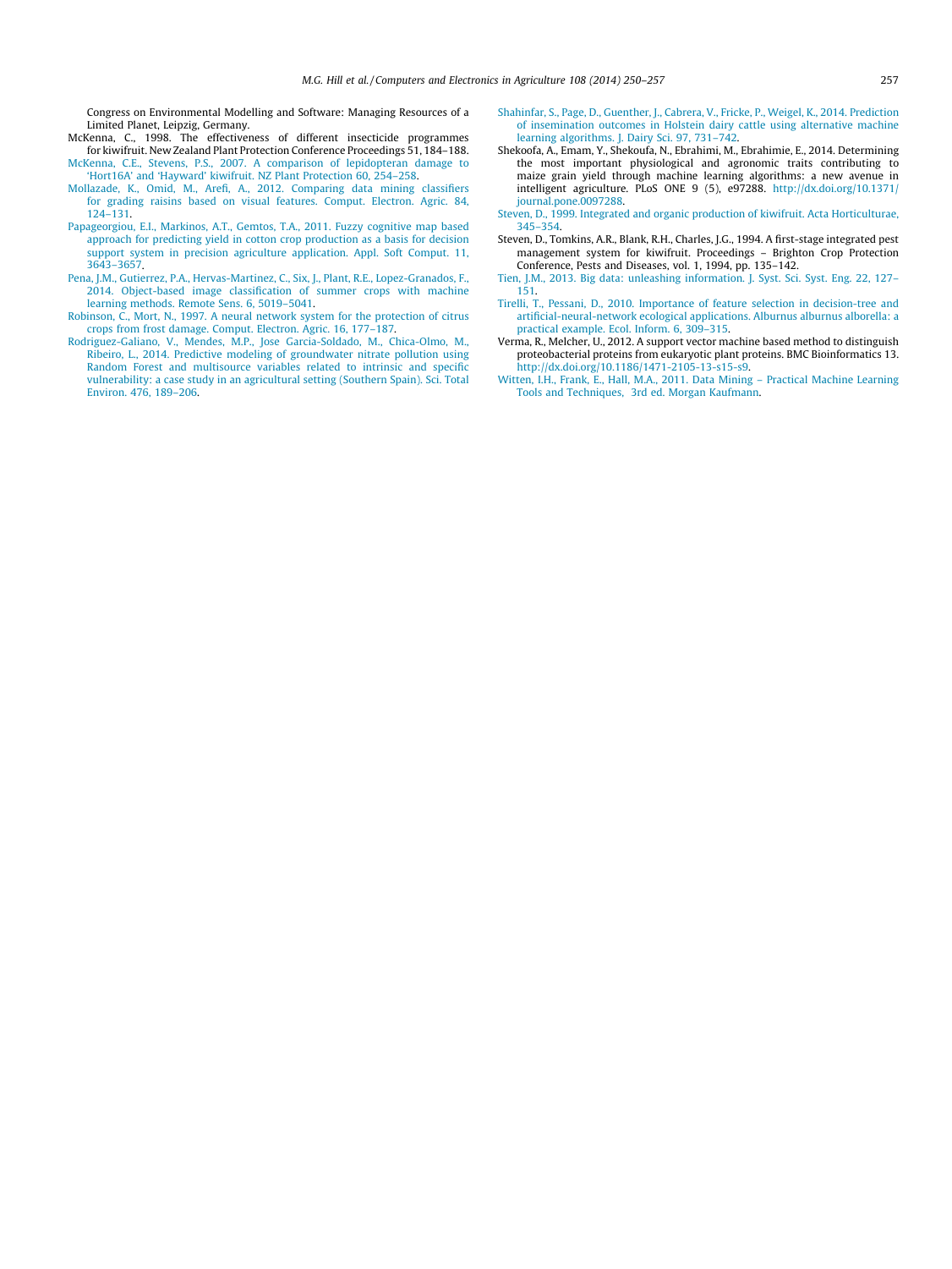Congress on Environmental Modelling and Software: Managing Resources of a Limited Planet, Leipzig, Germany.

McKenna, C., 1998. The effectiveness of different insecticide programmes for kiwifruit. New Zealand Plant Protection Conference Proceedings 51, 184–188.

McKenna, C.E., Stevens, P.S., 2007. A comparison of lepidopteran damage to 'Hort16A' and 'Hayward' kiwifruit. NZ Plant Protection 60, 254–258.

Mollazade, K., Omid, M., Arefi, A., 2012. Comparing data mining classifiers for grading raisins based on visual features. Comput. Electron. Agric. 84, 124–131.

Papageorgiou, E.I., Markinos, A.T., Gemtos, T.A., 2011. Fuzzy cognitive map based approach for predicting yield in cotton crop production as a basis for decision support system in precision agriculture application. Appl. Soft Comput. 11, 3643–3657.

Pena, J.M., Gutierrez, P.A., Hervas-Martinez, C., Six, J., Plant, R.E., Lopez-Granados, F., 2014. Object-based image classification of summer crops with machine learning methods. Remote Sens. 6, 5019–5041.

Robinson, C., Mort, N., 1997. A neural network system for the protection of citrus crops from frost damage. Comput. Electron. Agric. 16, 177–187.

Rodriguez-Galiano, V., Mendes, M.P., Jose Garcia-Soldado, M., Chica-Olmo, M., Ribeiro, L., 2014. Predictive modeling of groundwater nitrate pollution using Random Forest and multisource variables related to intrinsic and specific vulnerability: a case study in an agricultural setting (Southern Spain). Sci. Total Environ. 476, 189–206.

Shahinfar, S., Page, D., Guenther, J., Cabrera, V., Fricke, P., Weigel, K., 2014. Prediction of insemination outcomes in Holstein dairy cattle using alternative machine learning algorithms. J. Dairy Sci. 97, 731–742.

Shekoofa, A., Emam, Y., Shekoufa, N., Ebrahimi, M., Ebrahimie, E., 2014. Determining the most important physiological and agronomic traits contributing to maize grain yield through machine learning algorithms: a new avenue in intelligent agriculture. PLoS ONE 9 (5), e97288. http://dx.doi.org/10.1371/journal.pone.0097288.

Steven, D., 1999. Integrated and organic production of kiwifruit. Acta Horticulturae, 345–354.

Steven, D., Tomkins, A.R., Blank, R.H., Charles, J.G., 1994. A first-stage integrated pest management system for kiwifruit. Proceedings – Brighton Crop Protection Conference, Pests and Diseases, vol. 1, 1994, pp. 135–142.

Tien, J.M., 2013. Big data: unleashing information. J. Syst. Sci. Syst. Eng. 22, 127–151.

Tirelli, T., Pessani, D., 2010. Importance of feature selection in decision-tree and artificial-neural-network ecological applications. Alburnus alburnus alborella: a practical example. Ecol. Inform. 6, 309–315.

Verma, R., Melcher, U., 2012. A support vector machine based method to distinguish proteobacterial proteins from eukaryotic plant proteins. BMC Bioinformatics 13. http://dx.doi.org/10.1186/1471-2105-13-s15-s9.

Witten, I.H., Frank, E., Hall, M.A., 2011. Data Mining – Practical Machine Learning Tools and Techniques, 3rd ed. Morgan Kaufmann.